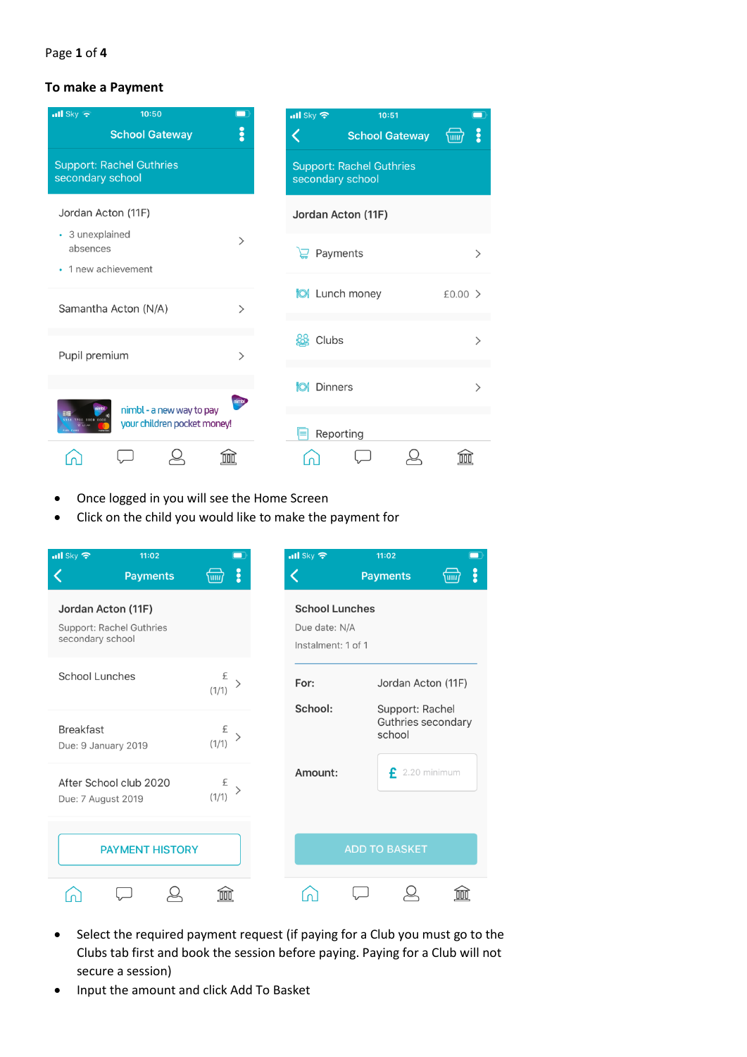**To make a Payment**

- Once logged in you will see the Home Screen
- Click on the child you would like to make the payment for

- Select the required payment request (if paying for a Club you must go to the Clubs tab first and book the session before paying. Paying for a Club will not secure a session)
- Input the amount and click Add To Basket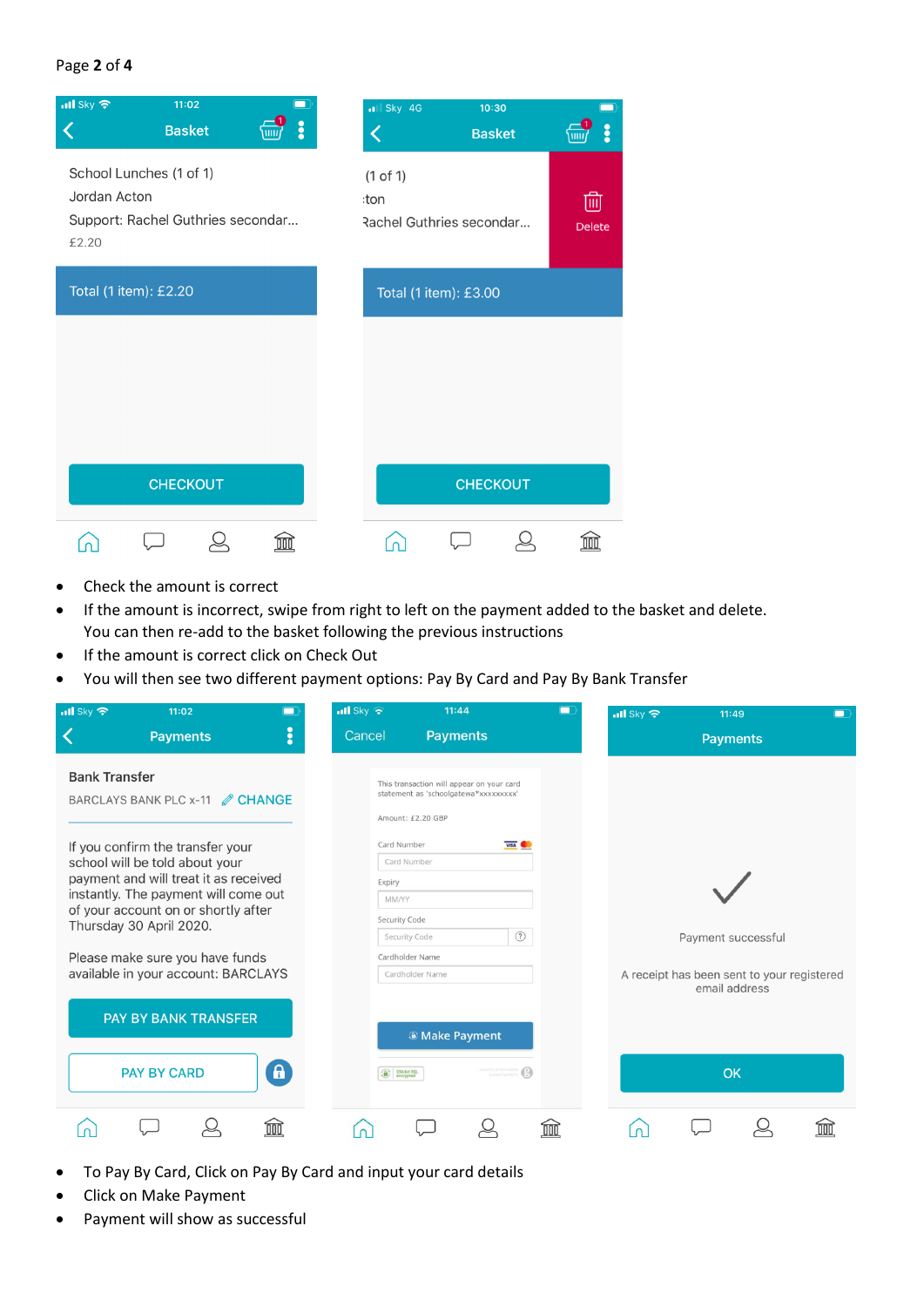- Check the amount is correct
- If the amount is incorrect, swipe from right to left on the payment added to the basket and delete. You can then re-add to the basket following the previous instructions
- If the amount is correct click on Check Out
- You will then see two different payment options: Pay By Card and Pay By Bank Transfer

- To Pay By Card, Click on Pay By Card and input your card details
- Click on Make Payment
- Payment will show as successful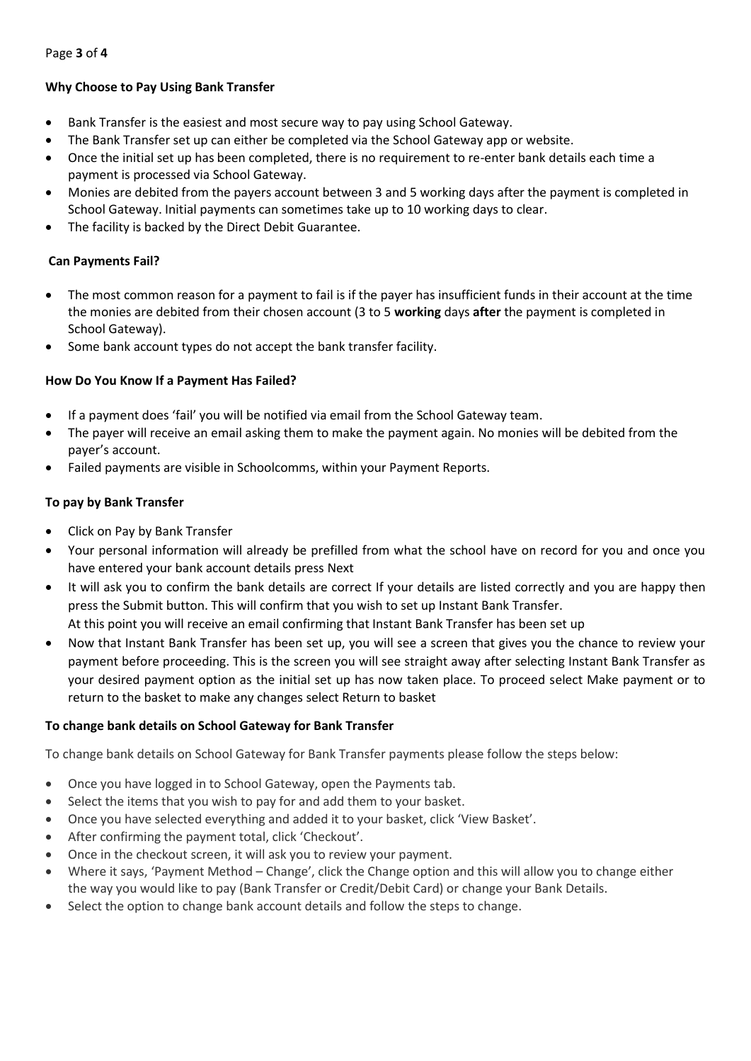### Why Choose to Pay Using Bank Transfer

- Bank Transfer is the easiest and most secure way to pay using School Gateway.
- The Bank Transfer set up can either be completed via the School Gateway app or website.
- Once the initial set up has been completed, there is no requirement to re-enter bank details each time a payment is processed via School Gateway.
- Monies are debited from the payers account between 3 and 5 working days after the payment is completed in School Gateway. Initial payments can sometimes take up to 10 working days to clear.
- The facility is backed by the Direct Debit Guarantee.

### Can Payments Fail?

- The most common reason for a payment to fail is if the payer has insufficient funds in their account at the time the monies are debited from their chosen account (3 to 5 **working** days **after** the payment is completed in School Gateway).
- Some bank account types do not accept the bank transfer facility.

### How Do You Know If a Payment Has Failed?

- If a payment does 'fail' you will be notified via email from the School Gateway team.
- The payer will receive an email asking them to make the payment again. No monies will be debited from the payer's account.
- Failed payments are visible in Schoolcomms, within your Payment Reports.

### To pay by Bank Transfer

- Click on Pay by Bank Transfer
- Your personal information will already be prefilled from what the school have on record for you and once you have entered your bank account details press Next
- It will ask you to confirm the bank details are correct If your details are listed correctly and you are happy then press the Submit button. This will confirm that you wish to set up Instant Bank Transfer.
  At this point you will receive an email confirming that Instant Bank Transfer has been set up
- Now that Instant Bank Transfer has been set up, you will see a screen that gives you the chance to review your payment before proceeding. This is the screen you will see straight away after selecting Instant Bank Transfer as your desired payment option as the initial set up has now taken place. To proceed select Make payment or to return to the basket to make any changes select Return to basket

### To change bank details on School Gateway for Bank Transfer

To change bank details on School Gateway for Bank Transfer payments please follow the steps below:

- Once you have logged in to School Gateway, open the Payments tab.
- Select the items that you wish to pay for and add them to your basket.
- Once you have selected everything and added it to your basket, click 'View Basket'.
- After confirming the payment total, click 'Checkout'.
- Once in the checkout screen, it will ask you to review your payment.
- Where it says, 'Payment Method – Change', click the Change option and this will allow you to change either the way you would like to pay (Bank Transfer or Credit/Debit Card) or change your Bank Details.
- Select the option to change bank account details and follow the steps to change.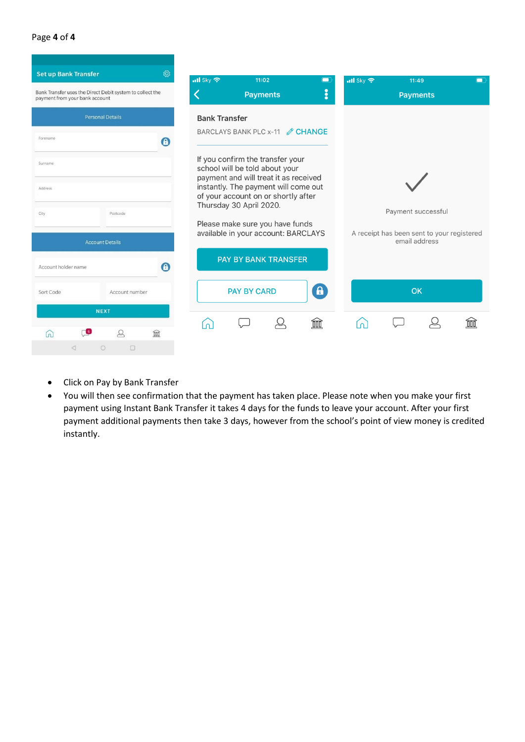- Click on Pay by Bank Transfer
- You will then see confirmation that the payment has taken place. Please note when you make your first payment using Instant Bank Transfer it takes 4 days for the funds to leave your account. After your first payment additional payments then take 3 days, however from the school's point of view money is credited instantly.